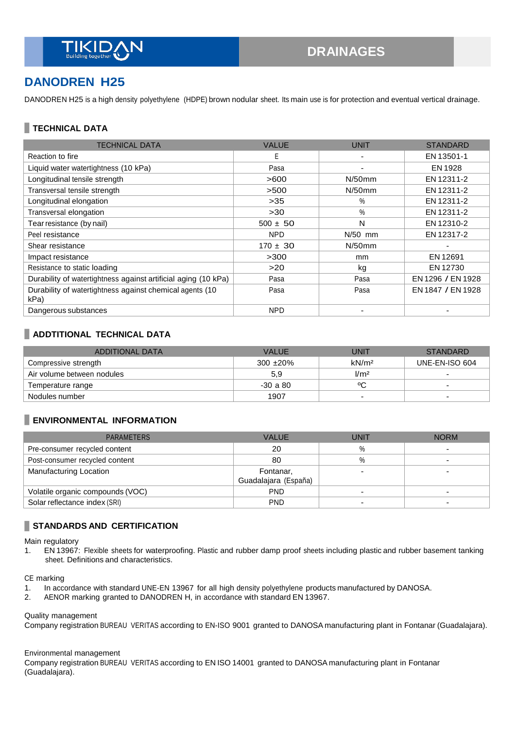TIKIDAN Building together

DRAINAGES

# DANODREN H25

DANODREN H25 is a high density polyethylene (HDPE) brown nodular sheet. Its main use is for protection and eventual vertical drainage.

## TECHNICAL DATA

| TECHNICAL DATA | VALUE | UNIT | STANDARD |
|---|---|---|---|
| Reaction to fire | E | - | EN 13501-1 |
| Liquid water watertightness (10 kPa) | Pasa | - | EN 1928 |
| Longitudinal tensile strength | >600 | N/50mm | EN 12311-2 |
| Transversal tensile strength | >500 | N/50mm | EN 12311-2 |
| Longitudinal elongation | >35 | % | EN 12311-2 |
| Transversal elongation | >30 | % | EN 12311-2 |
| Tear resistance (by nail) | 500 ± 50 | N | EN 12310-2 |
| Peel resistance | NPD | N/50 mm | EN 12317-2 |
| Shear resistance | 170 ± 30 | N/50mm | - |
| Impact resistance | >300 | mm | EN 12691 |
| Resistance to static loading | >20 | kg | EN 12730 |
| Durability of watertightness against artificial aging (10 kPa) | Pasa | Pasa | EN 1296 / EN 1928 |
| Durability of watertightness against chemical agents (10 kPa) | Pasa | Pasa | EN 1847 / EN 1928 |
| Dangerous substances | NPD | - | - |

## ADDTITIONAL TECHNICAL DATA

| ADDITIONAL DATA | VALUE | UNIT | STANDARD |
|---|---|---|---|
| Compressive strength | 300 ±20% | kN/m² | UNE-EN-ISO 604 |
| Air volume between nodules | 5,9 | l/m² | - |
| Temperature range | -30 a 80 | ºC | - |
| Nodules number | 1907 | - | - |

## ENVIRONMENTAL INFORMATION

| PARAMETERS | VALUE | UNIT | NORM |
|---|---|---|---|
| Pre-consumer recycled content | 20 | % | - |
| Post-consumer recycled content | 80 | % | - |
| Manufacturing Location | Fontanar, Guadalajara (España) | - | - |
| Volatile organic compounds (VOC) | PND | - | - |
| Solar reflectance index (SRI) | PND | - | - |

## STANDARDS AND CERTIFICATION

Main regulatory

1. EN 13967: Flexible sheets for waterproofing. Plastic and rubber damp proof sheets including plastic and rubber basement tanking sheet. Definitions and characteristics.

CE marking

1. In accordance with standard UNE-EN 13967 for all high density polyethylene products manufactured by DANOSA.
2. AENOR marking granted to DANODREN H, in accordance with standard EN 13967.

Quality management

Company registration BUREAU VERITAS according to EN-ISO 9001 granted to DANOSA manufacturing plant in Fontanar (Guadalajara).

Environmental management

Company registration BUREAU VERITAS according to EN ISO 14001 granted to DANOSA manufacturing plant in Fontanar (Guadalajara).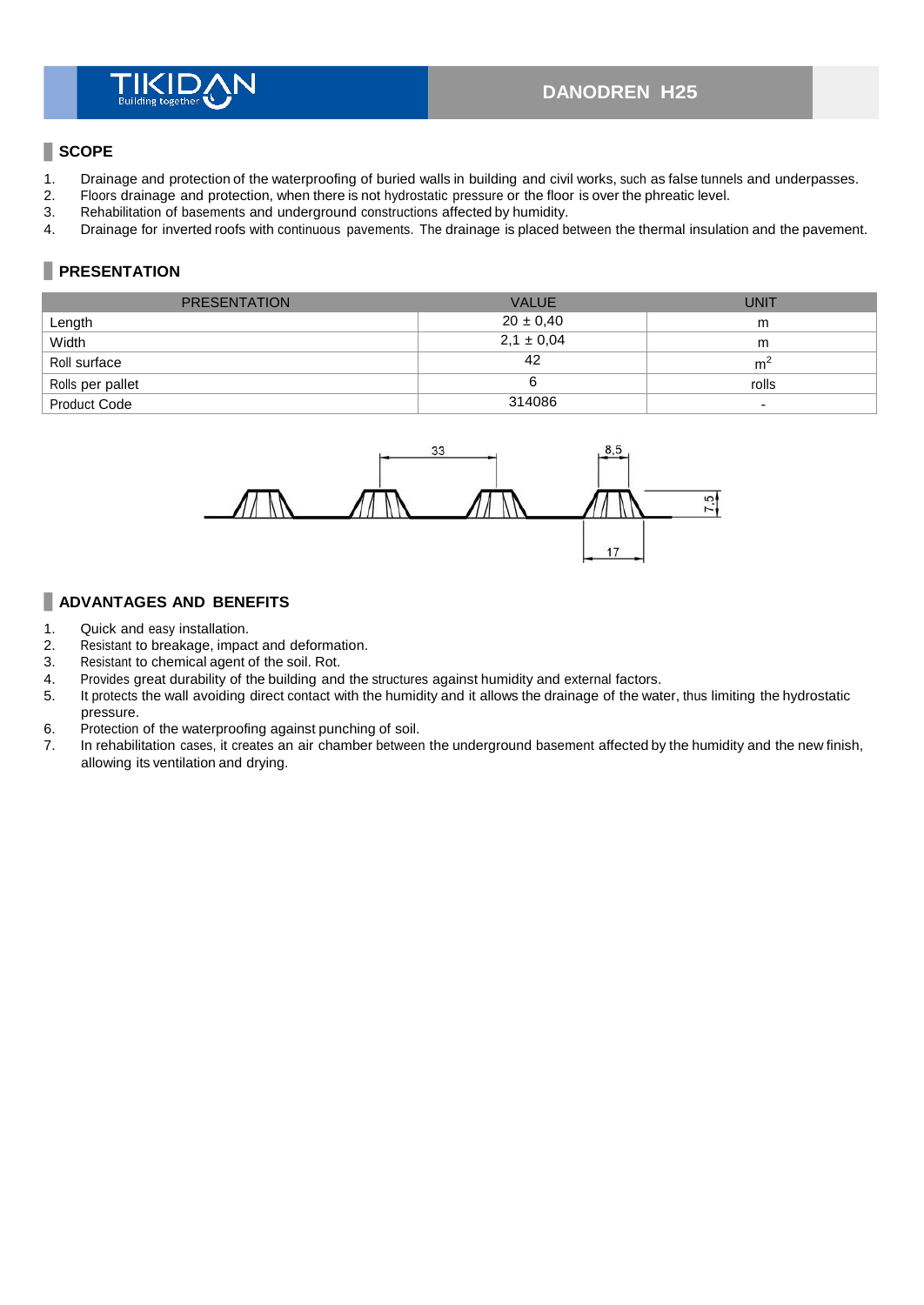# DANODREN H25

## SCOPE

1. Drainage and protection of the waterproofing of buried walls in building and civil works, such as false tunnels and underpasses.
2. Floors drainage and protection, when there is not hydrostatic pressure or the floor is over the phreatic level.
3. Rehabilitation of basements and underground constructions affected by humidity.
4. Drainage for inverted roofs with continuous pavements. The drainage is placed between the thermal insulation and the pavement.

## PRESENTATION

| PRESENTATION | VALUE | UNIT |
| --- | --- | --- |
| Length | 20 ± 0,40 | m |
| Width | 2,1 ± 0,04 | m |
| Roll surface | 42 | $m^2$ |
| Rolls per pallet | 6 | rolls |
| Product Code | 314086 | - |

33 8,5 7,5 17

## ADVANTAGES AND BENEFITS

1. Quick and easy installation.
2. Resistant to breakage, impact and deformation.
3. Resistant to chemical agent of the soil. Rot.
4. Provides great durability of the building and the structures against humidity and external factors.
5. It protects the wall avoiding direct contact with the humidity and it allows the drainage of the water, thus limiting the hydrostatic pressure.
6. Protection of the waterproofing against punching of soil.
7. In rehabilitation cases, it creates an air chamber between the underground basement affected by the humidity and the new finish, allowing its ventilation and drying.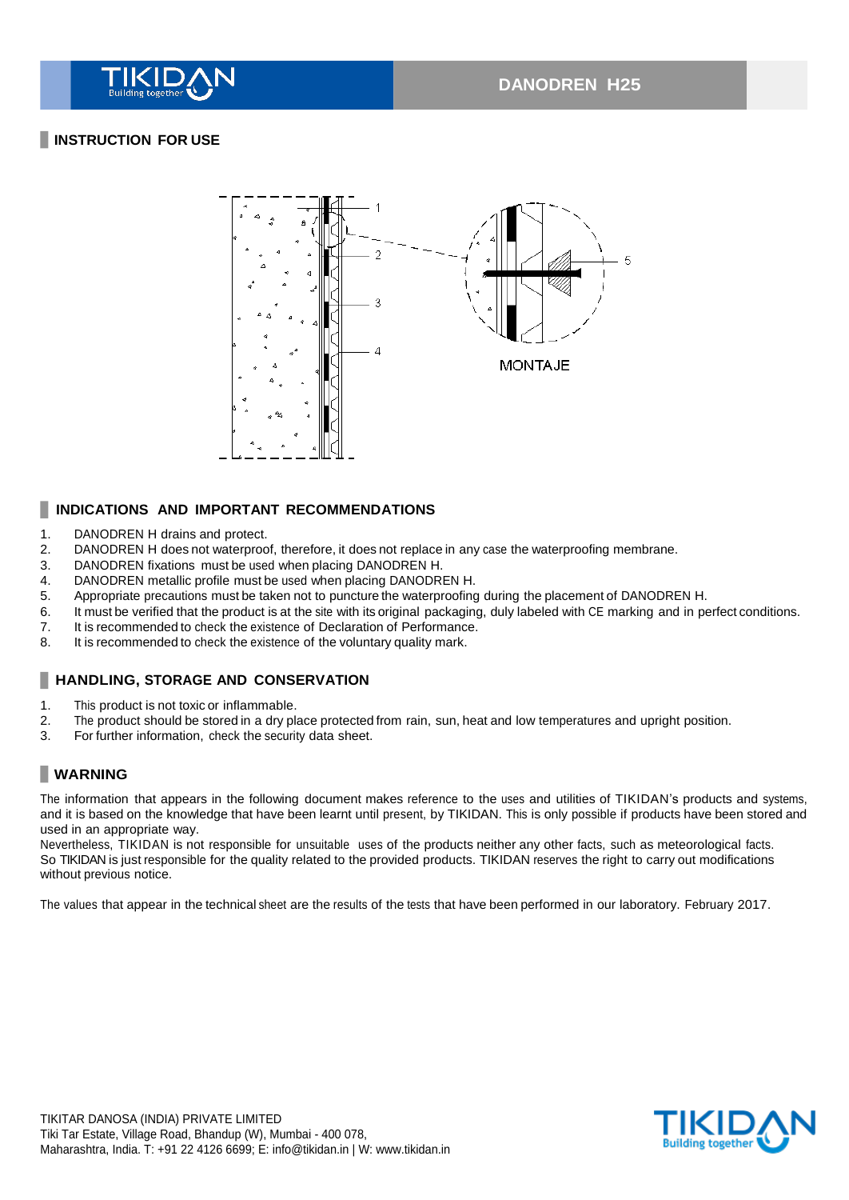## INSTRUCTION FOR USE

1
2
3
4
5
MONTAJE

## INDICATIONS AND IMPORTANT RECOMMENDATIONS

1. DANODREN H drains and protect.
2. DANODREN H does not waterproof, therefore, it does not replace in any case the waterproofing membrane.
3. DANODREN fixations must be used when placing DANODREN H.
4. DANODREN metallic profile must be used when placing DANODREN H.
5. Appropriate precautions must be taken not to puncture the waterproofing during the placement of DANODREN H.
6. It must be verified that the product is at the site with its original packaging, duly labeled with CE marking and in perfect conditions.
7. It is recommended to check the existence of Declaration of Performance.
8. It is recommended to check the existence of the voluntary quality mark.

## HANDLING, STORAGE AND CONSERVATION

1. This product is not toxic or inflammable.
2. The product should be stored in a dry place protected from rain, sun, heat and low temperatures and upright position.
3. For further information, check the security data sheet.

## WARNING

The information that appears in the following document makes reference to the uses and utilities of TIKIDAN's products and systems, and it is based on the knowledge that have been learnt until present, by TIKIDAN. This is only possible if products have been stored and used in an appropriate way.
Nevertheless, TIKIDAN is not responsible for unsuitable uses of the products neither any other facts, such as meteorological facts. So TIKIDAN is just responsible for the quality related to the provided products. TIKIDAN reserves the right to carry out modifications without previous notice.

The values that appear in the technical sheet are the results of the tests that have been performed in our laboratory. February 2017.

TIKITAR DANOSA (INDIA) PRIVATE LIMITED
Tiki Tar Estate, Village Road, Bhandup (W), Mumbai - 400 078,
Maharashtra, India. T: +91 22 4126 6699; E: info@tikidan.in | W: www.tikidan.in